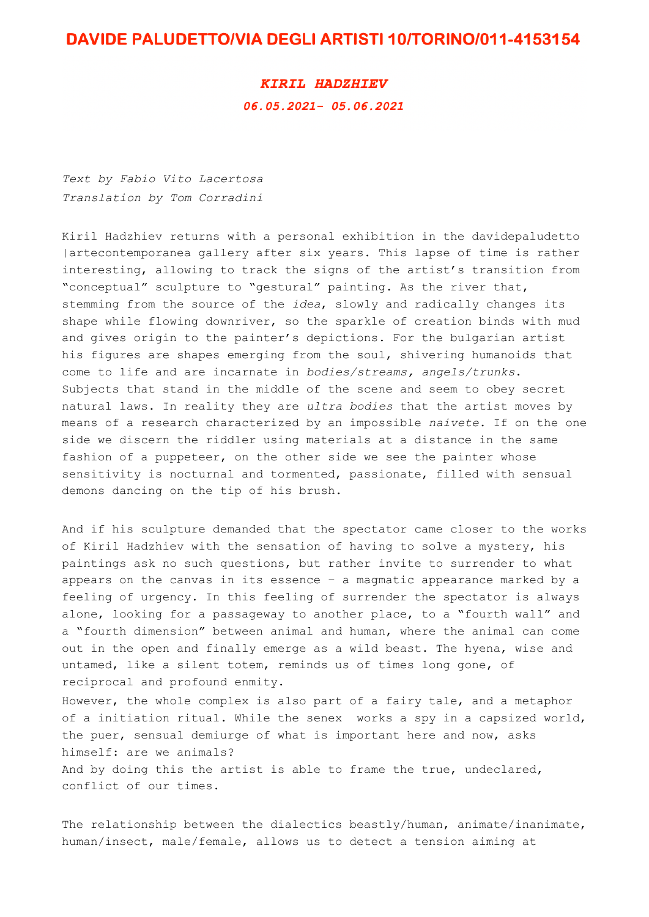# DAVIDE PALUDETTO/VIA DEGLI ARTISTI 10/TORINO/011-4153154

## *KIRIL HADZHIEV*

***06.05.2021- 05.06.2021***

*Text by Fabio Vito Lacertosa*
*Translation by Tom Corradini*

Kiril Hadzhiev returns with a personal exhibition in the davidepaludetto |artecontemporanea gallery after six years. This lapse of time is rather interesting, allowing to track the signs of the artist's transition from "conceptual" sculpture to "gestural" painting. As the river that, stemming from the source of the *idea*, slowly and radically changes its shape while flowing downriver, so the sparkle of creation binds with mud and gives origin to the painter's depictions. For the bulgarian artist his figures are shapes emerging from the soul, shivering humanoids that come to life and are incarnate in *bodies/streams, angels/trunks*. Subjects that stand in the middle of the scene and seem to obey secret natural laws. In reality they are *ultra bodies* that the artist moves by means of a research characterized by an impossible *naivete.* If on the one side we discern the riddler using materials at a distance in the same fashion of a puppeteer, on the other side we see the painter whose sensitivity is nocturnal and tormented, passionate, filled with sensual demons dancing on the tip of his brush.

And if his sculpture demanded that the spectator came closer to the works of Kiril Hadzhiev with the sensation of having to solve a mystery, his paintings ask no such questions, but rather invite to surrender to what appears on the canvas in its essence – a magmatic appearance marked by a feeling of urgency. In this feeling of surrender the spectator is always alone, looking for a passageway to another place, to a "fourth wall" and a "fourth dimension" between animal and human, where the animal can come out in the open and finally emerge as a wild beast. The hyena, wise and untamed, like a silent totem, reminds us of times long gone, of reciprocal and profound enmity.
However, the whole complex is also part of a fairy tale, and a metaphor of a initiation ritual. While the senex works a spy in a capsized world, the puer, sensual demiurge of what is important here and now, asks himself: are we animals?
And by doing this the artist is able to frame the true, undeclared, conflict of our times.

The relationship between the dialectics beastly/human, animate/inanimate, human/insect, male/female, allows us to detect a tension aiming at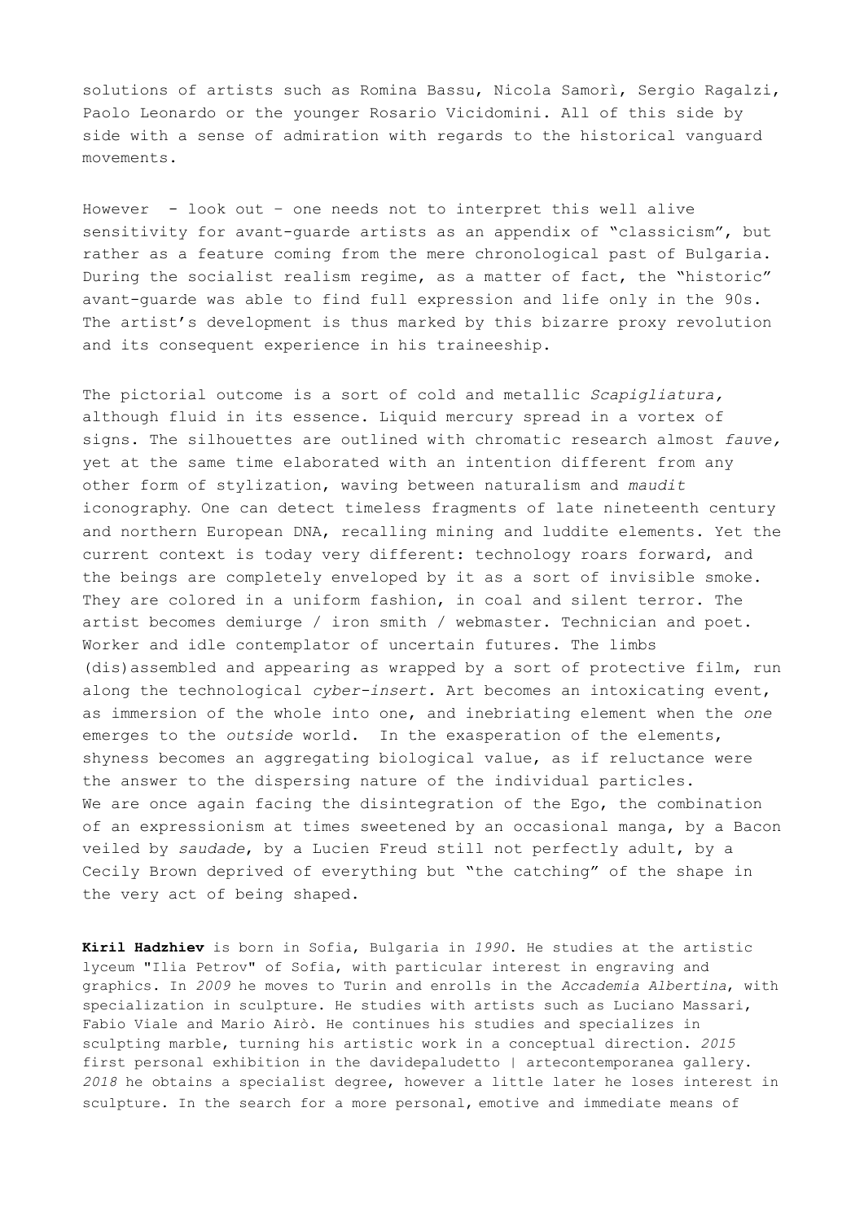solutions of artists such as Romina Bassu, Nicola Samorì, Sergio Ragalzi, Paolo Leonardo or the younger Rosario Vicidomini. All of this side by side with a sense of admiration with regards to the historical vanguard movements.

However - look out – one needs not to interpret this well alive sensitivity for avant-guarde artists as an appendix of "classicism", but rather as a feature coming from the mere chronological past of Bulgaria. During the socialist realism regime, as a matter of fact, the "historic" avant-guarde was able to find full expression and life only in the 90s. The artist's development is thus marked by this bizarre proxy revolution and its consequent experience in his traineeship.

The pictorial outcome is a sort of cold and metallic *Scapigliatura,* although fluid in its essence. Liquid mercury spread in a vortex of signs. The silhouettes are outlined with chromatic research almost *fauve,* yet at the same time elaborated with an intention different from any other form of stylization, waving between naturalism and *maudit* iconography. One can detect timeless fragments of late nineteenth century and northern European DNA, recalling mining and luddite elements. Yet the current context is today very different: technology roars forward, and the beings are completely enveloped by it as a sort of invisible smoke. They are colored in a uniform fashion, in coal and silent terror. The artist becomes demiurge / iron smith / webmaster. Technician and poet. Worker and idle contemplator of uncertain futures. The limbs (dis)assembled and appearing as wrapped by a sort of protective film, run along the technological *cyber-insert.* Art becomes an intoxicating event, as immersion of the whole into one, and inebriating element when the *one* emerges to the *outside* world. In the exasperation of the elements, shyness becomes an aggregating biological value, as if reluctance were the answer to the dispersing nature of the individual particles. We are once again facing the disintegration of the Ego, the combination of an expressionism at times sweetened by an occasional manga, by a Bacon veiled by *saudade*, by a Lucien Freud still not perfectly adult, by a Cecily Brown deprived of everything but "the catching" of the shape in the very act of being shaped.

**Kiril Hadzhiev** is born in Sofia, Bulgaria in *1990*. He studies at the artistic lyceum "Ilia Petrov" of Sofia, with particular interest in engraving and graphics. In *2009* he moves to Turin and enrolls in the *Accademia Albertina*, with specialization in sculpture. He studies with artists such as Luciano Massari, Fabio Viale and Mario Airò. He continues his studies and specializes in sculpting marble, turning his artistic work in a conceptual direction. *2015* first personal exhibition in the davidepaludetto | artecontemporanea gallery. *2018* he obtains a specialist degree, however a little later he loses interest in sculpture. In the search for a more personal, emotive and immediate means of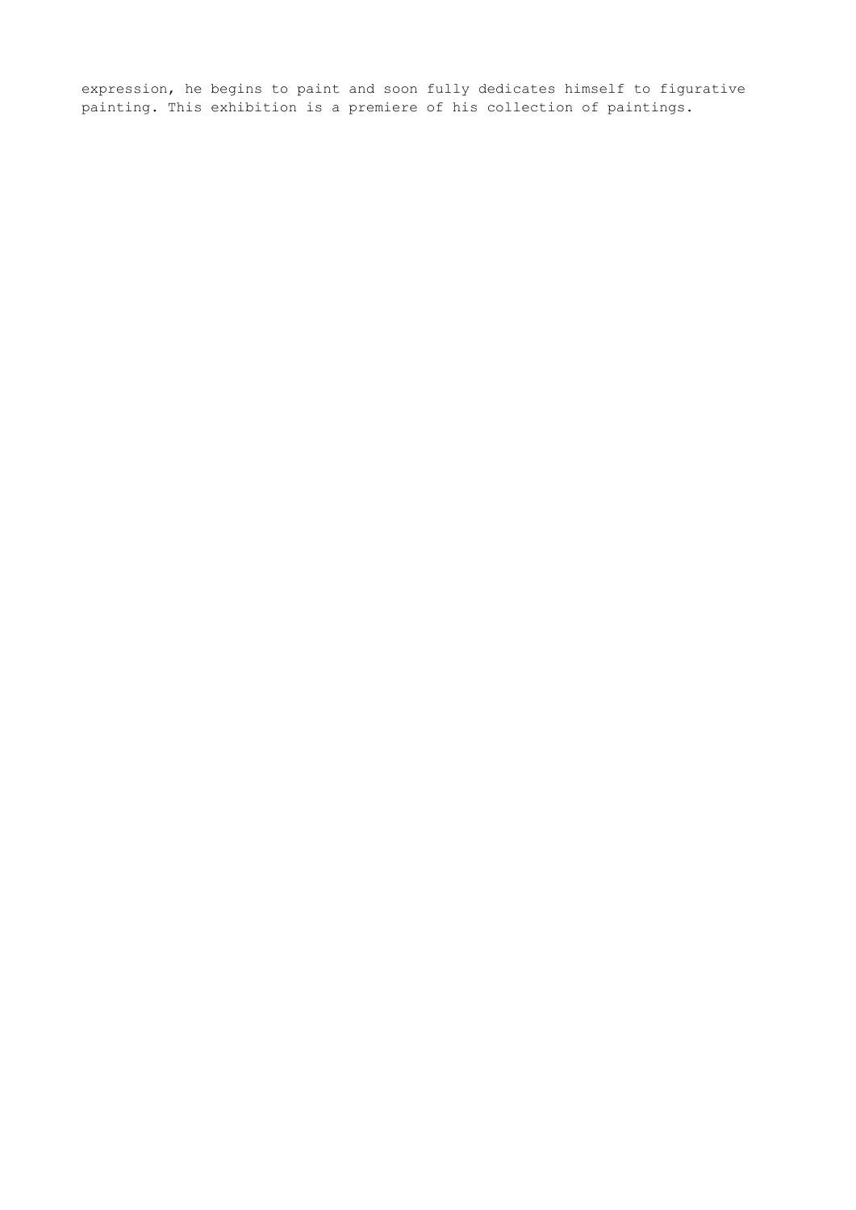expression, he begins to paint and soon fully dedicates himself to figurative painting. This exhibition is a premiere of his collection of paintings.